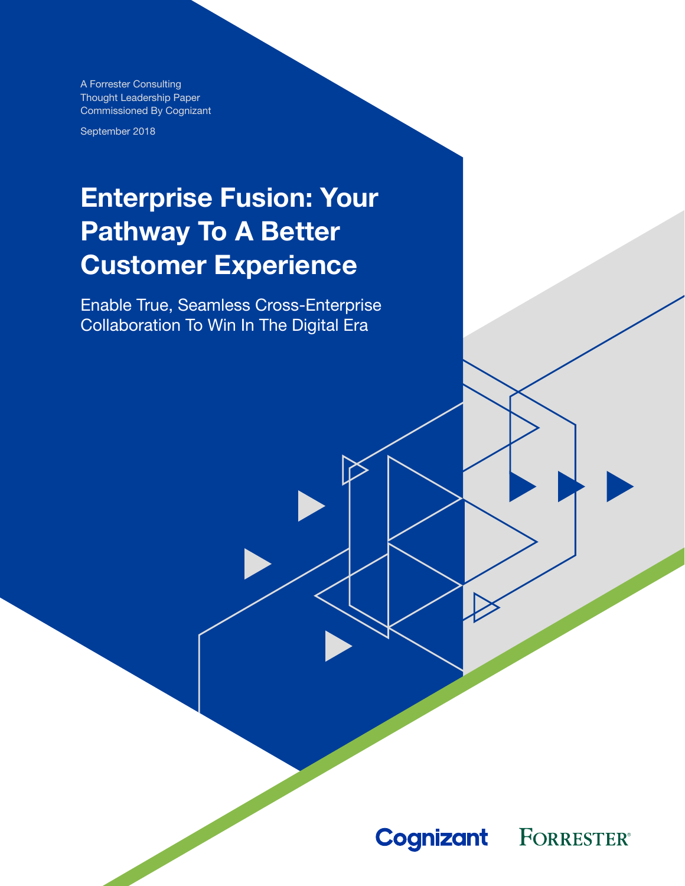A Forrester Consulting
Thought Leadership Paper
Commissioned By Cognizant

September 2018

# Enterprise Fusion: Your Pathway To A Better Customer Experience

## Enable True, Seamless Cross-Enterprise Collaboration To Win In The Digital Era

Cognizant FORRESTER®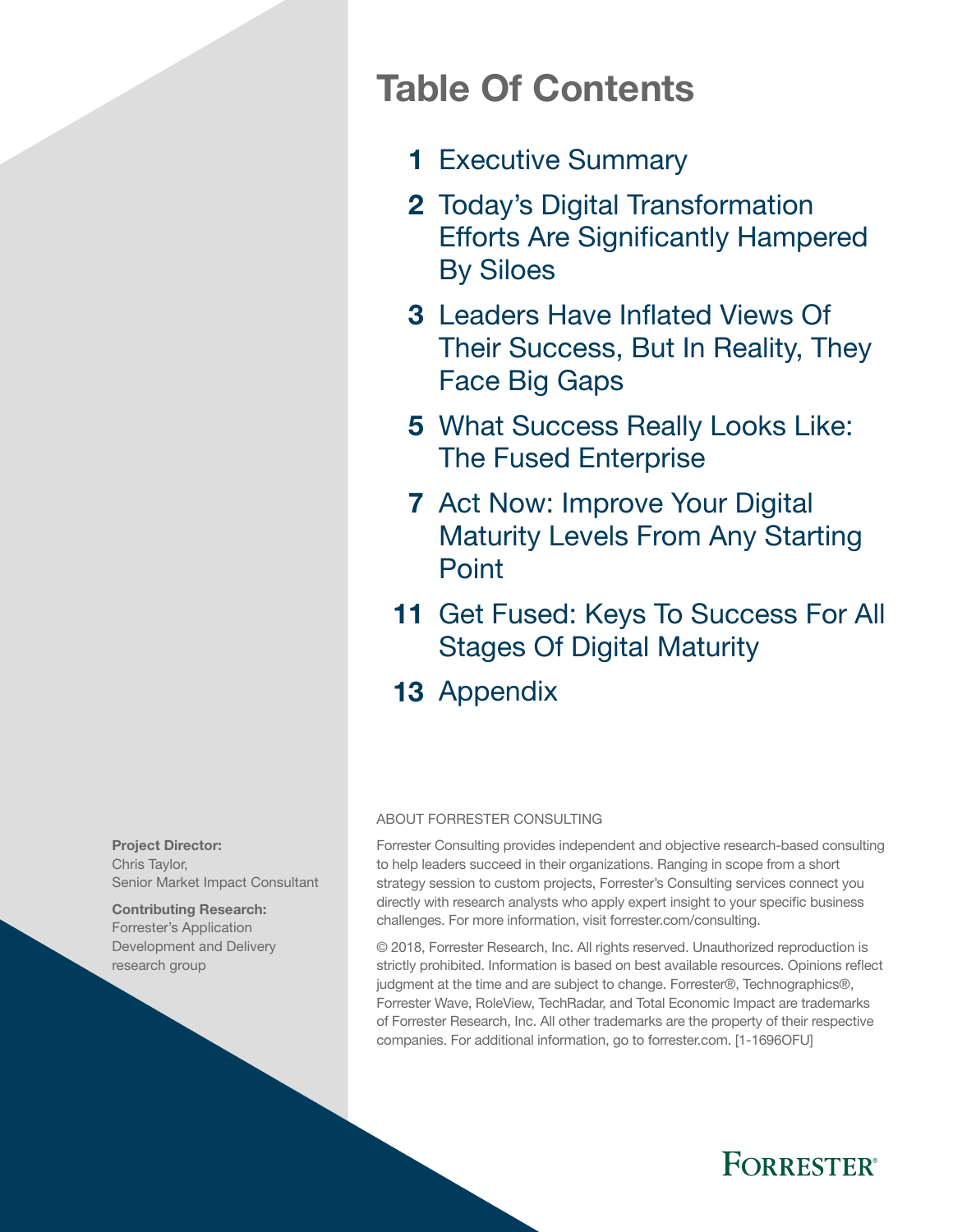# Table Of Contents

**1** Executive Summary

**2** Today's Digital Transformation Efforts Are Significantly Hampered By Siloes

**3** Leaders Have Inflated Views Of Their Success, But In Reality, They Face Big Gaps

**5** What Success Really Looks Like: The Fused Enterprise

**7** Act Now: Improve Your Digital Maturity Levels From Any Starting Point

**11** Get Fused: Keys To Success For All Stages Of Digital Maturity

**13** Appendix

**Project Director:**
Chris Taylor,
Senior Market Impact Consultant

**Contributing Research:**
Forrester's Application Development and Delivery research group

ABOUT FORRESTER CONSULTING

Forrester Consulting provides independent and objective research-based consulting to help leaders succeed in their organizations. Ranging in scope from a short strategy session to custom projects, Forrester's Consulting services connect you directly with research analysts who apply expert insight to your specific business challenges. For more information, visit forrester.com/consulting.

© 2018, Forrester Research, Inc. All rights reserved. Unauthorized reproduction is strictly prohibited. Information is based on best available resources. Opinions reflect judgment at the time and are subject to change. Forrester®, Technographics®, Forrester Wave, RoleView, TechRadar, and Total Economic Impact are trademarks of Forrester Research, Inc. All other trademarks are the property of their respective companies. For additional information, go to forrester.com. [1-1696OFU]

FORRESTER®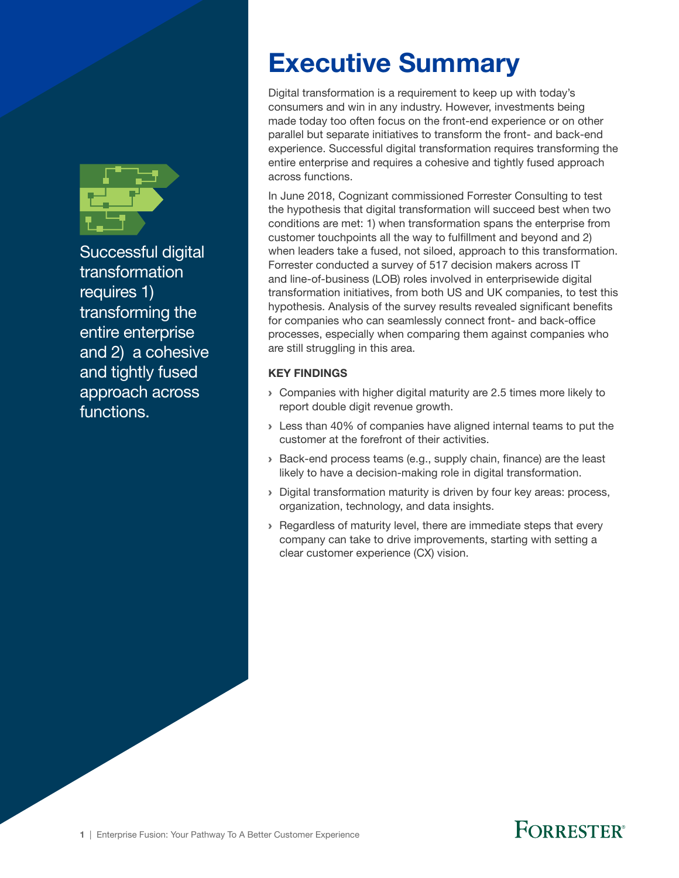Successful digital transformation requires 1) transforming the entire enterprise and 2) a cohesive and tightly fused approach across functions.

# Executive Summary

Digital transformation is a requirement to keep up with today's consumers and win in any industry. However, investments being made today too often focus on the front-end experience or on other parallel but separate initiatives to transform the front- and back-end experience. Successful digital transformation requires transforming the entire enterprise and requires a cohesive and tightly fused approach across functions.

In June 2018, Cognizant commissioned Forrester Consulting to test the hypothesis that digital transformation will succeed best when two conditions are met: 1) when transformation spans the enterprise from customer touchpoints all the way to fulfillment and beyond and 2) when leaders take a fused, not siloed, approach to this transformation. Forrester conducted a survey of 517 decision makers across IT and line-of-business (LOB) roles involved in enterprisewide digital transformation initiatives, from both US and UK companies, to test this hypothesis. Analysis of the survey results revealed significant benefits for companies who can seamlessly connect front- and back-office processes, especially when comparing them against companies who are still struggling in this area.

### KEY FINDINGS

- Companies with higher digital maturity are 2.5 times more likely to report double digit revenue growth.
- Less than 40% of companies have aligned internal teams to put the customer at the forefront of their activities.
- Back-end process teams (e.g., supply chain, finance) are the least likely to have a decision-making role in digital transformation.
- Digital transformation maturity is driven by four key areas: process, organization, technology, and data insights.
- Regardless of maturity level, there are immediate steps that every company can take to drive improvements, starting with setting a clear customer experience (CX) vision.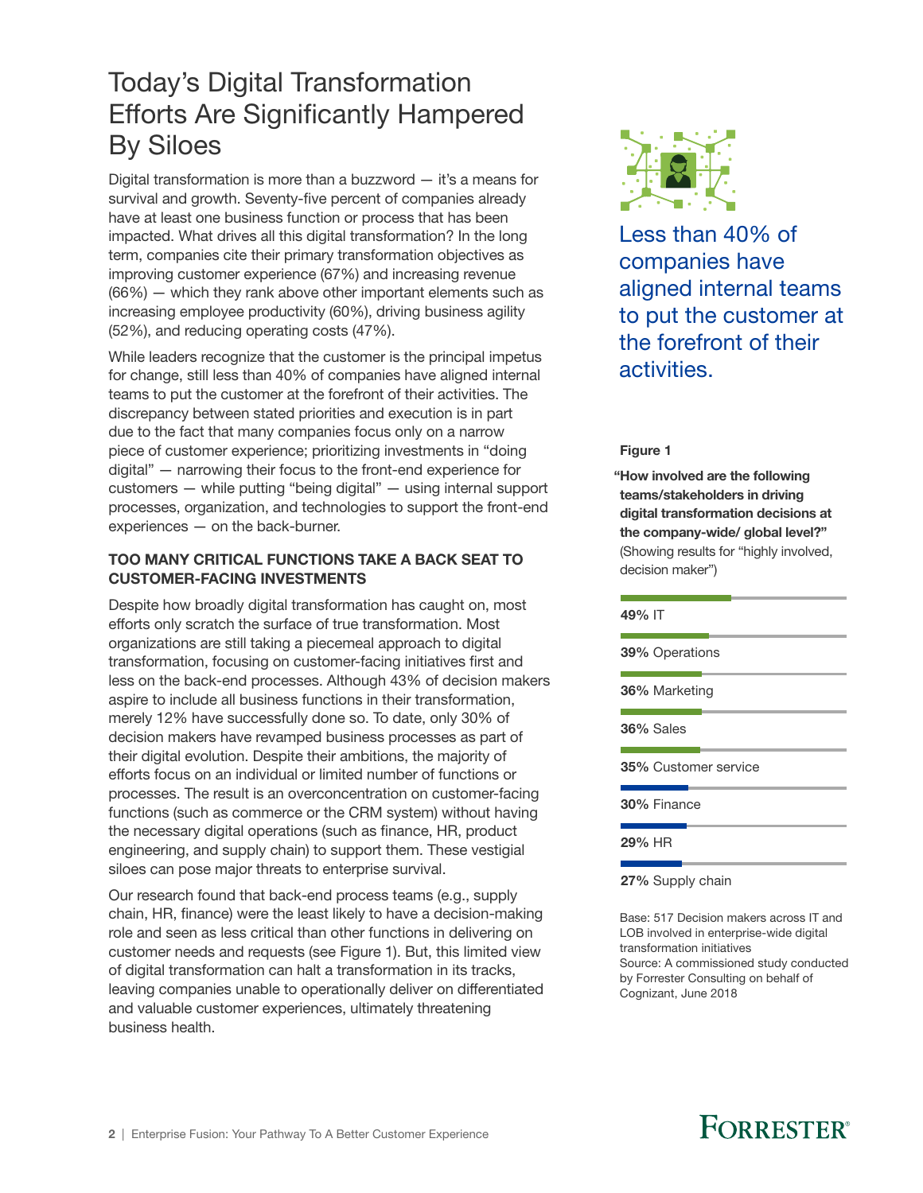# Today's Digital Transformation Efforts Are Significantly Hampered By Siloes

Digital transformation is more than a buzzword — it's a means for survival and growth. Seventy-five percent of companies already have at least one business function or process that has been impacted. What drives all this digital transformation? In the long term, companies cite their primary transformation objectives as improving customer experience (67%) and increasing revenue (66%) — which they rank above other important elements such as increasing employee productivity (60%), driving business agility (52%), and reducing operating costs (47%).

While leaders recognize that the customer is the principal impetus for change, still less than 40% of companies have aligned internal teams to put the customer at the forefront of their activities. The discrepancy between stated priorities and execution is in part due to the fact that many companies focus only on a narrow piece of customer experience; prioritizing investments in "doing digital" — narrowing their focus to the front-end experience for customers — while putting "being digital" — using internal support processes, organization, and technologies to support the front-end experiences — on the back-burner.

## TOO MANY CRITICAL FUNCTIONS TAKE A BACK SEAT TO CUSTOMER-FACING INVESTMENTS

Despite how broadly digital transformation has caught on, most efforts only scratch the surface of true transformation. Most organizations are still taking a piecemeal approach to digital transformation, focusing on customer-facing initiatives first and less on the back-end processes. Although 43% of decision makers aspire to include all business functions in their transformation, merely 12% have successfully done so. To date, only 30% of decision makers have revamped business processes as part of their digital evolution. Despite their ambitions, the majority of efforts focus on an individual or limited number of functions or processes. The result is an overconcentration on customer-facing functions (such as commerce or the CRM system) without having the necessary digital operations (such as finance, HR, product engineering, and supply chain) to support them. These vestigial siloes can pose major threats to enterprise survival.

Our research found that back-end process teams (e.g., supply chain, HR, finance) were the least likely to have a decision-making role and seen as less critical than other functions in delivering on customer needs and requests (see Figure 1). But, this limited view of digital transformation can halt a transformation in its tracks, leaving companies unable to operationally deliver on differentiated and valuable customer experiences, ultimately threatening business health.

Less than 40% of companies have aligned internal teams to put the customer at the forefront of their activities.

**Figure 1**

**"How involved are the following teams/stakeholders in driving digital transformation decisions at the company-wide/ global level?"** (Showing results for "highly involved, decision maker")

**49%** IT

**39%** Operations

**36%** Marketing

**36%** Sales

**35%** Customer service

**30%** Finance

**29%** HR

**27%** Supply chain

Base: 517 Decision makers across IT and LOB involved in enterprise-wide digital transformation initiatives

Source: A commissioned study conducted by Forrester Consulting on behalf of Cognizant, June 2018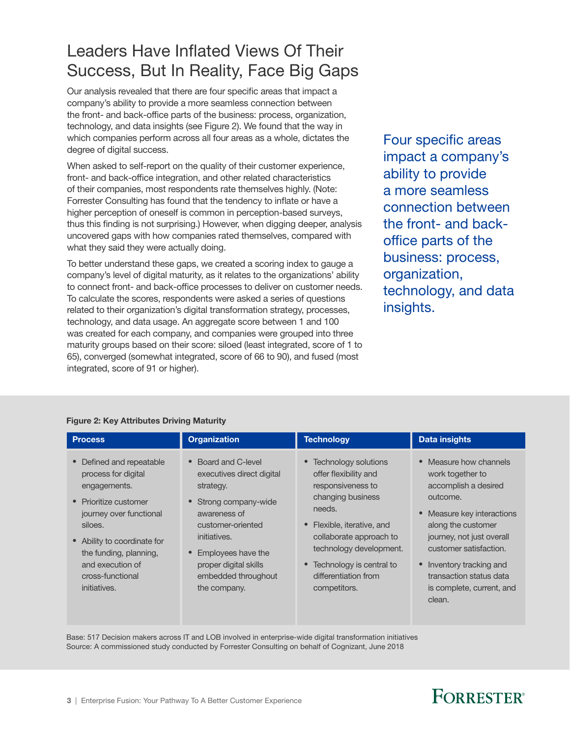# Leaders Have Inflated Views Of Their Success, But In Reality, Face Big Gaps

Our analysis revealed that there are four specific areas that impact a company's ability to provide a more seamless connection between the front- and back-office parts of the business: process, organization, technology, and data insights (see Figure 2). We found that the way in which companies perform across all four areas as a whole, dictates the degree of digital success.

When asked to self-report on the quality of their customer experience, front- and back-office integration, and other related characteristics of their companies, most respondents rate themselves highly. (Note: Forrester Consulting has found that the tendency to inflate or have a higher perception of oneself is common in perception-based surveys, thus this finding is not surprising.) However, when digging deeper, analysis uncovered gaps with how companies rated themselves, compared with what they said they were actually doing.

To better understand these gaps, we created a scoring index to gauge a company's level of digital maturity, as it relates to the organizations' ability to connect front- and back-office processes to deliver on customer needs. To calculate the scores, respondents were asked a series of questions related to their organization's digital transformation strategy, processes, technology, and data usage. An aggregate score between 1 and 100 was created for each company, and companies were grouped into three maturity groups based on their score: siloed (least integrated, score of 1 to 65), converged (somewhat integrated, score of 66 to 90), and fused (most integrated, score of 91 or higher).

Four specific areas impact a company's ability to provide a more seamless connection between the front- and back-office parts of the business: process, organization, technology, and data insights.

**Figure 2: Key Attributes Driving Maturity**

| Process | Organization | Technology | Data insights |
|---|---|---|---|
| • Defined and repeatable process for digital engagements.<br>• Prioritize customer journey over functional siloes.<br>• Ability to coordinate for the funding, planning, and execution of cross-functional initiatives. | • Board and C-level executives direct digital strategy.<br>• Strong company-wide awareness of customer-oriented initiatives.<br>• Employees have the proper digital skills embedded throughout the company. | • Technology solutions offer flexibility and responsiveness to changing business needs.<br>• Flexible, iterative, and collaborate approach to technology development.<br>• Technology is central to differentiation from competitors. | • Measure how channels work together to accomplish a desired outcome.<br>• Measure key interactions along the customer journey, not just overall customer satisfaction.<br>• Inventory tracking and transaction status data is complete, current, and clean. |

Base: 517 Decision makers across IT and LOB involved in enterprise-wide digital transformation initiatives
Source: A commissioned study conducted by Forrester Consulting on behalf of Cognizant, June 2018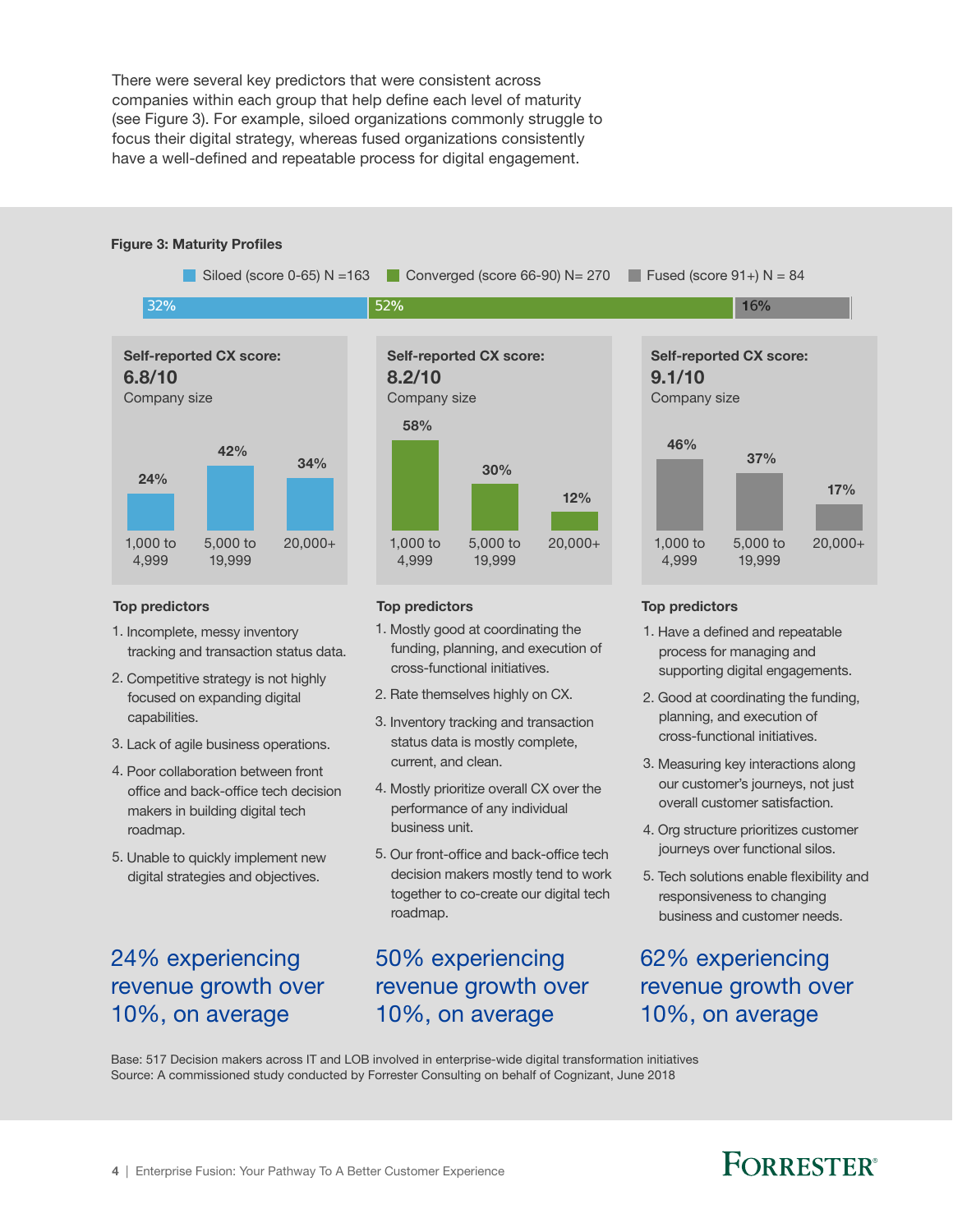There were several key predictors that were consistent across companies within each group that help define each level of maturity (see Figure 3). For example, siloed organizations commonly struggle to focus their digital strategy, whereas fused organizations consistently have a well-defined and repeatable process for digital engagement.

**Figure 3: Maturity Profiles**

| | Siloed (score 0-65) N =163 | Converged (score 66-90) N= 270 | Fused (score 91+) N = 84 |
|---|---|---|---|
| Share of respondents | 32% | 52% | 16% |
| Self-reported CX score | 6.8/10 | 8.2/10 | 9.1/10 |
| Company size: 1,000 to 4,999 | 24% | 58% | 46% |
| Company size: 5,000 to 19,999 | 42% | 30% | 37% |
| Company size: 20,000+ | 34% | 12% | 17% |

**Siloed — Top predictors**

1. Incomplete, messy inventory tracking and transaction status data.
2. Competitive strategy is not highly focused on expanding digital capabilities.
3. Lack of agile business operations.
4. Poor collaboration between front office and back-office tech decision makers in building digital tech roadmap.
5. Unable to quickly implement new digital strategies and objectives.

24% experiencing revenue growth over 10%, on average

**Converged — Top predictors**

1. Mostly good at coordinating the funding, planning, and execution of cross-functional initiatives.
2. Rate themselves highly on CX.
3. Inventory tracking and transaction status data is mostly complete, current, and clean.
4. Mostly prioritize overall CX over the performance of any individual business unit.
5. Our front-office and back-office tech decision makers mostly tend to work together to co-create our digital tech roadmap.

50% experiencing revenue growth over 10%, on average

**Fused — Top predictors**

1. Have a defined and repeatable process for managing and supporting digital engagements.
2. Good at coordinating the funding, planning, and execution of cross-functional initiatives.
3. Measuring key interactions along our customer's journeys, not just overall customer satisfaction.
4. Org structure prioritizes customer journeys over functional silos.
5. Tech solutions enable flexibility and responsiveness to changing business and customer needs.

62% experiencing revenue growth over 10%, on average

Base: 517 Decision makers across IT and LOB involved in enterprise-wide digital transformation initiatives
Source: A commissioned study conducted by Forrester Consulting on behalf of Cognizant, June 2018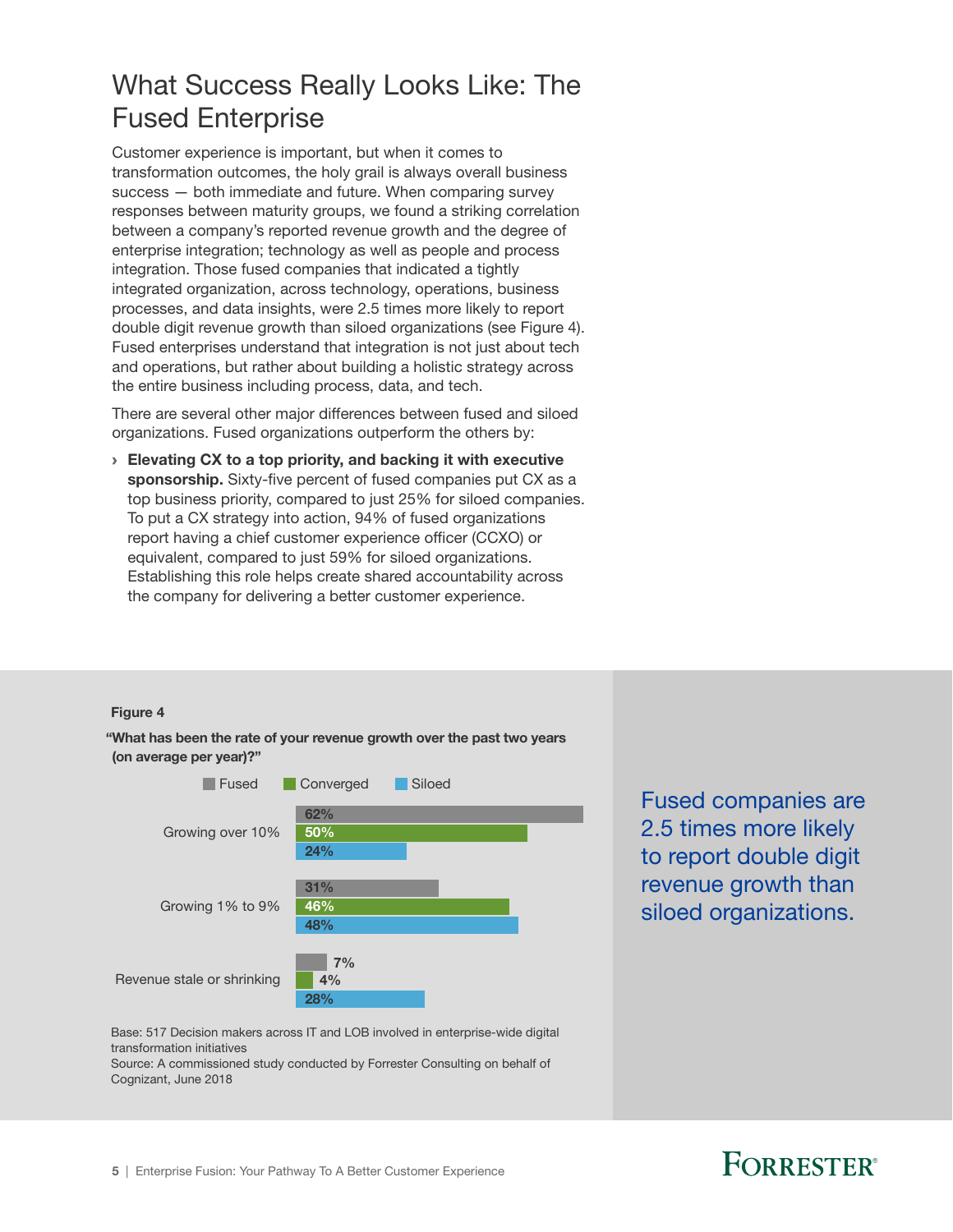# What Success Really Looks Like: The Fused Enterprise

Customer experience is important, but when it comes to transformation outcomes, the holy grail is always overall business success — both immediate and future. When comparing survey responses between maturity groups, we found a striking correlation between a company's reported revenue growth and the degree of enterprise integration; technology as well as people and process integration. Those fused companies that indicated a tightly integrated organization, across technology, operations, business processes, and data insights, were 2.5 times more likely to report double digit revenue growth than siloed organizations (see Figure 4). Fused enterprises understand that integration is not just about tech and operations, but rather about building a holistic strategy across the entire business including process, data, and tech.

There are several other major differences between fused and siloed organizations. Fused organizations outperform the others by:

› **Elevating CX to a top priority, and backing it with executive sponsorship.** Sixty-five percent of fused companies put CX as a top business priority, compared to just 25% for siloed companies. To put a CX strategy into action, 94% of fused organizations report having a chief customer experience officer (CCXO) or equivalent, compared to just 59% for siloed organizations. Establishing this role helps create shared accountability across the company for delivering a better customer experience.

**Figure 4**

**"What has been the rate of your revenue growth over the past two years (on average per year)?"**

| | Fused | Converged | Siloed |
|---|---|---|---|
| Growing over 10% | 62% | 50% | 24% |
| Growing 1% to 9% | 31% | 46% | 48% |
| Revenue stale or shrinking | 7% | 4% | 28% |

Base: 517 Decision makers across IT and LOB involved in enterprise-wide digital transformation initiatives

Source: A commissioned study conducted by Forrester Consulting on behalf of Cognizant, June 2018

Fused companies are 2.5 times more likely to report double digit revenue growth than siloed organizations.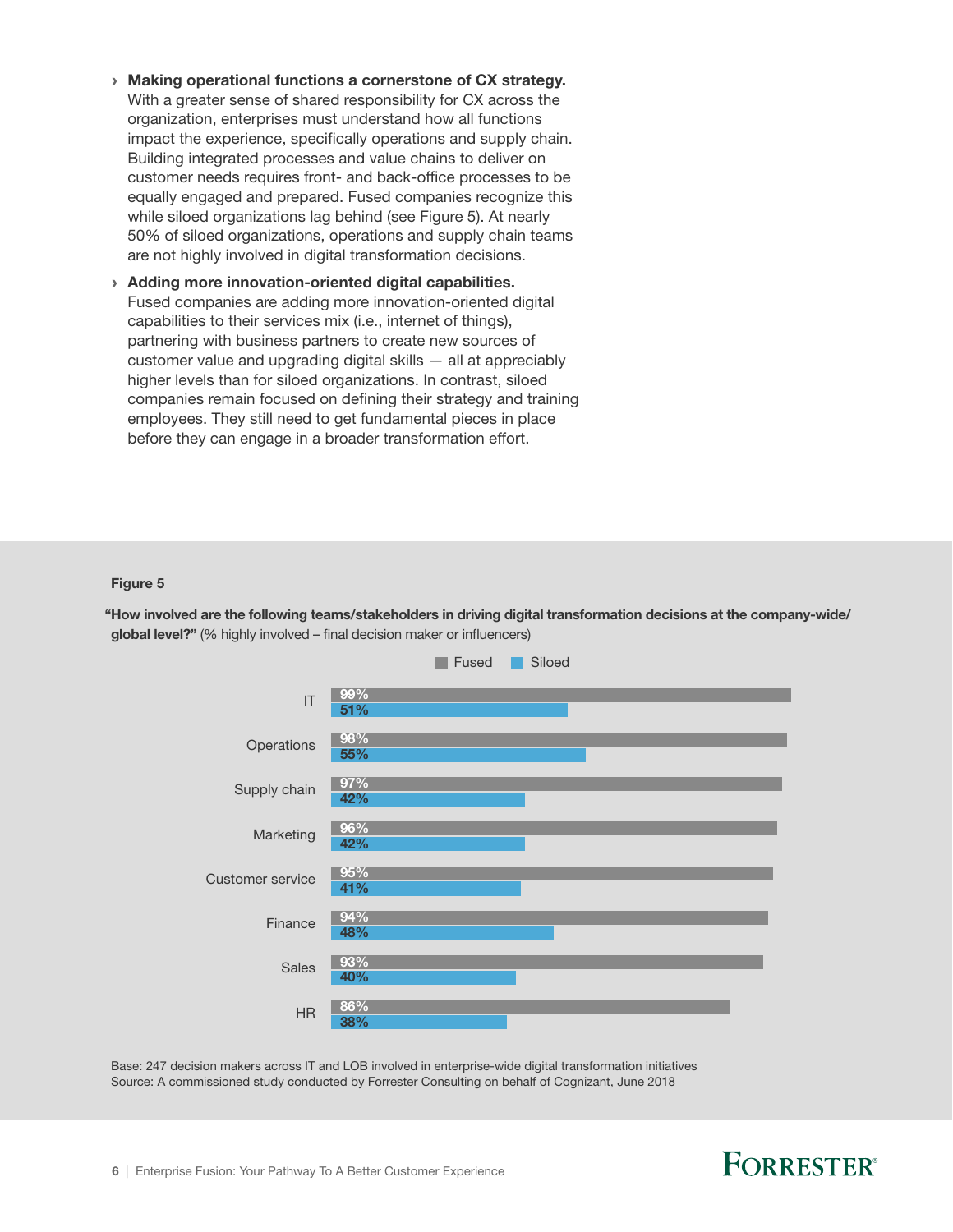- › **Making operational functions a cornerstone of CX strategy.** With a greater sense of shared responsibility for CX across the organization, enterprises must understand how all functions impact the experience, specifically operations and supply chain. Building integrated processes and value chains to deliver on customer needs requires front- and back-office processes to be equally engaged and prepared. Fused companies recognize this while siloed organizations lag behind (see Figure 5). At nearly 50% of siloed organizations, operations and supply chain teams are not highly involved in digital transformation decisions.

- › **Adding more innovation-oriented digital capabilities.** Fused companies are adding more innovation-oriented digital capabilities to their services mix (i.e., internet of things), partnering with business partners to create new sources of customer value and upgrading digital skills — all at appreciably higher levels than for siloed organizations. In contrast, siloed companies remain focused on defining their strategy and training employees. They still need to get fundamental pieces in place before they can engage in a broader transformation effort.

**Figure 5**

**"How involved are the following teams/stakeholders in driving digital transformation decisions at the company-wide/global level?"** (% highly involved – final decision maker or influencers)

| | Fused | Siloed |
|---|---|---|
| IT | 99% | 51% |
| Operations | 98% | 55% |
| Supply chain | 97% | 42% |
| Marketing | 96% | 42% |
| Customer service | 95% | 41% |
| Finance | 94% | 48% |
| Sales | 93% | 40% |
| HR | 86% | 38% |

Base: 247 decision makers across IT and LOB involved in enterprise-wide digital transformation initiatives
Source: A commissioned study conducted by Forrester Consulting on behalf of Cognizant, June 2018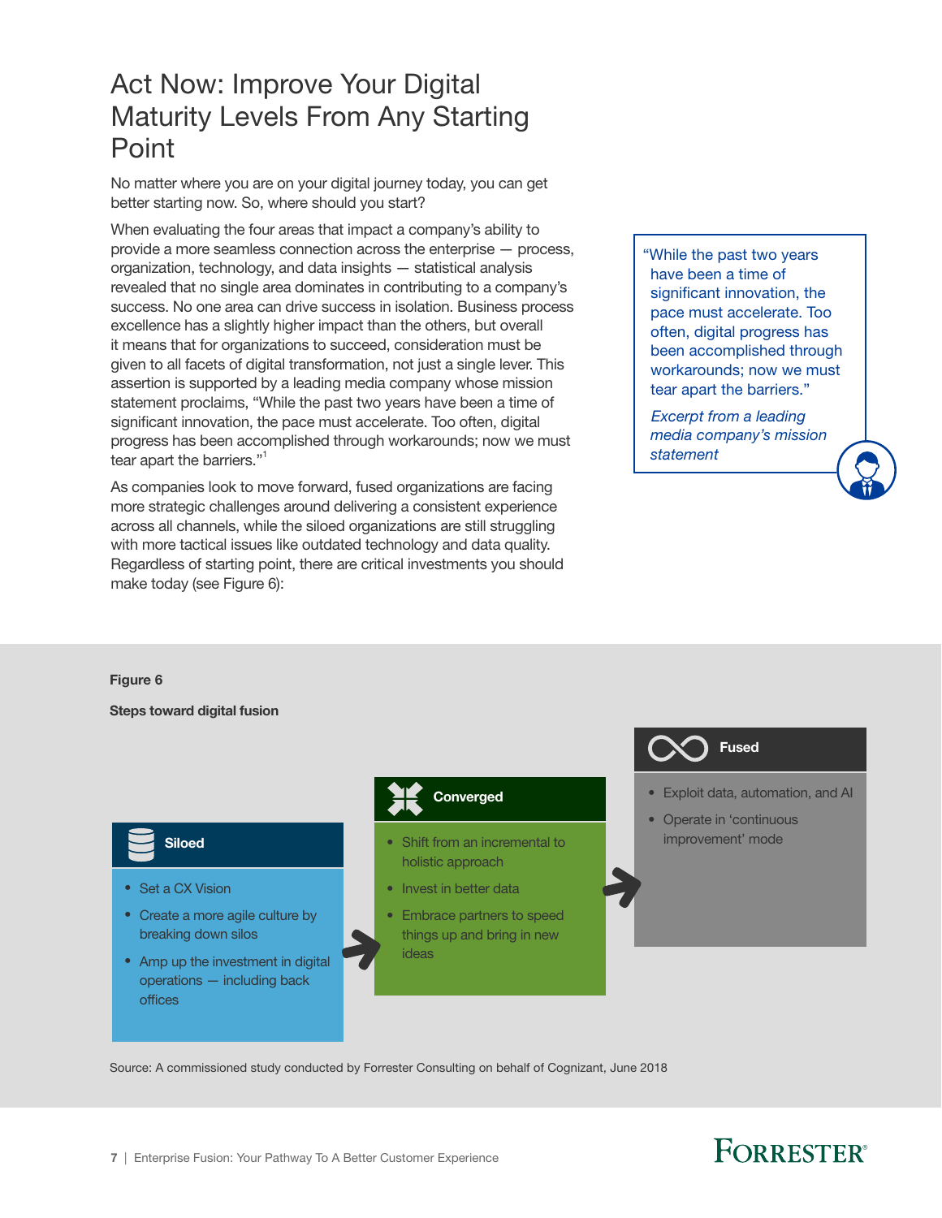# Act Now: Improve Your Digital Maturity Levels From Any Starting Point

No matter where you are on your digital journey today, you can get better starting now. So, where should you start?

When evaluating the four areas that impact a company's ability to provide a more seamless connection across the enterprise — process, organization, technology, and data insights — statistical analysis revealed that no single area dominates in contributing to a company's success. No one area can drive success in isolation. Business process excellence has a slightly higher impact than the others, but overall it means that for organizations to succeed, consideration must be given to all facets of digital transformation, not just a single lever. This assertion is supported by a leading media company whose mission statement proclaims, "While the past two years have been a time of significant innovation, the pace must accelerate. Too often, digital progress has been accomplished through workarounds; now we must tear apart the barriers."[1]

> "While the past two years have been a time of significant innovation, the pace must accelerate. Too often, digital progress has been accomplished through workarounds; now we must tear apart the barriers."
>
> *Excerpt from a leading media company's mission statement*

As companies look to move forward, fused organizations are facing more strategic challenges around delivering a consistent experience across all channels, while the siloed organizations are still struggling with more tactical issues like outdated technology and data quality. Regardless of starting point, there are critical investments you should make today (see Figure 6):

**Figure 6**

**Steps toward digital fusion**

**Siloed**
- Set a CX Vision
- Create a more agile culture by breaking down silos
- Amp up the investment in digital operations — including back offices

**Converged**
- Shift from an incremental to holistic approach
- Invest in better data
- Embrace partners to speed things up and bring in new ideas

**Fused**
- Exploit data, automation, and AI
- Operate in 'continuous improvement' mode

Source: A commissioned study conducted by Forrester Consulting on behalf of Cognizant, June 2018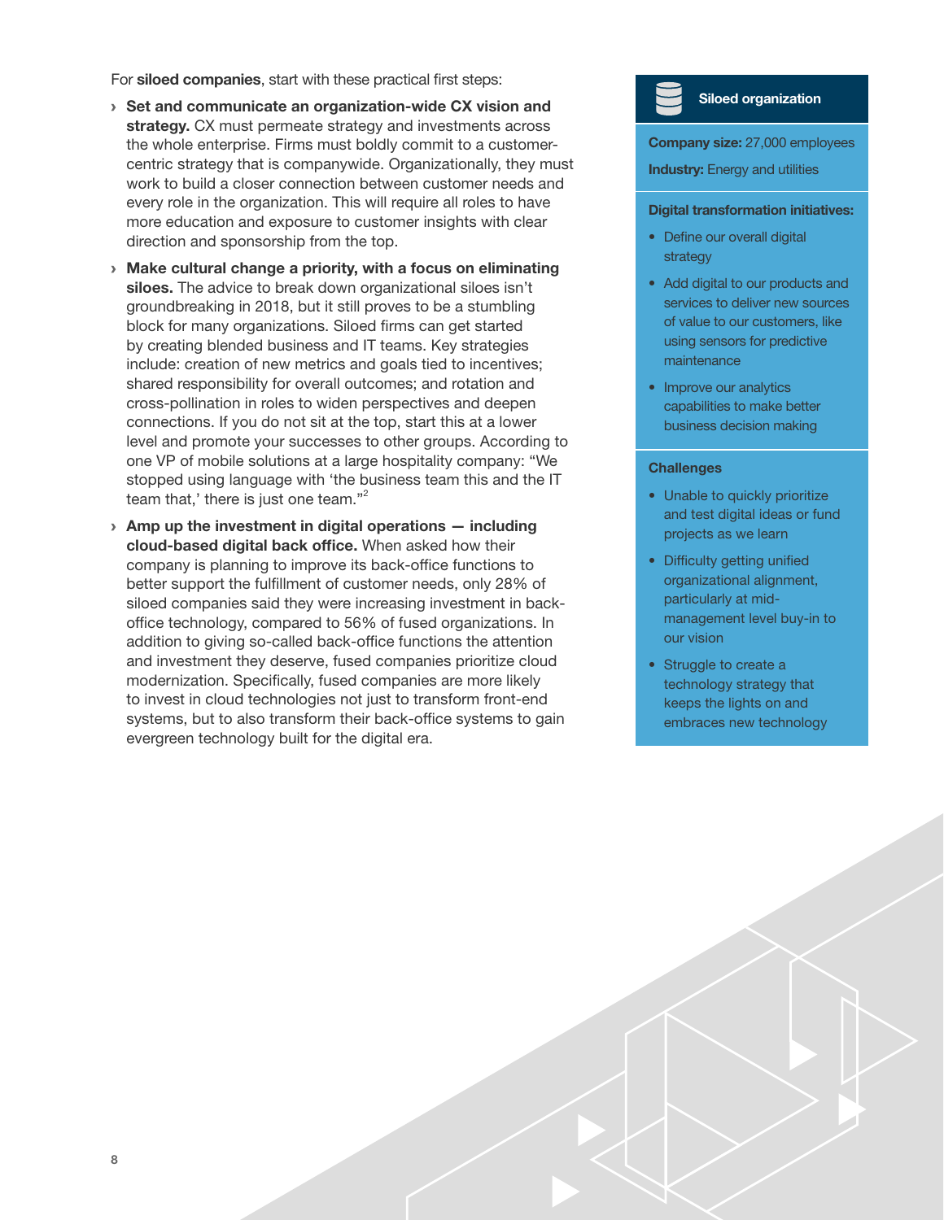For **siloed companies**, start with these practical first steps:

- **Set and communicate an organization-wide CX vision and strategy.** CX must permeate strategy and investments across the whole enterprise. Firms must boldly commit to a customer-centric strategy that is companywide. Organizationally, they must work to build a closer connection between customer needs and every role in the organization. This will require all roles to have more education and exposure to customer insights with clear direction and sponsorship from the top.
- **Make cultural change a priority, with a focus on eliminating siloes.** The advice to break down organizational siloes isn't groundbreaking in 2018, but it still proves to be a stumbling block for many organizations. Siloed firms can get started by creating blended business and IT teams. Key strategies include: creation of new metrics and goals tied to incentives; shared responsibility for overall outcomes; and rotation and cross-pollination in roles to widen perspectives and deepen connections. If you do not sit at the top, start this at a lower level and promote your successes to other groups. According to one VP of mobile solutions at a large hospitality company: "We stopped using language with 'the business team this and the IT team that,' there is just one team."[2]
- **Amp up the investment in digital operations — including cloud-based digital back office.** When asked how their company is planning to improve its back-office functions to better support the fulfillment of customer needs, only 28% of siloed companies said they were increasing investment in back-office technology, compared to 56% of fused organizations. In addition to giving so-called back-office functions the attention and investment they deserve, fused companies prioritize cloud modernization. Specifically, fused companies are more likely to invest in cloud technologies not just to transform front-end systems, but to also transform their back-office systems to gain evergreen technology built for the digital era.

### Siloed organization

**Company size:** 27,000 employees

**Industry:** Energy and utilities

**Digital transformation initiatives:**

- Define our overall digital strategy
- Add digital to our products and services to deliver new sources of value to our customers, like using sensors for predictive maintenance
- Improve our analytics capabilities to make better business decision making

**Challenges**

- Unable to quickly prioritize and test digital ideas or fund projects as we learn
- Difficulty getting unified organizational alignment, particularly at mid-management level buy-in to our vision
- Struggle to create a technology strategy that keeps the lights on and embraces new technology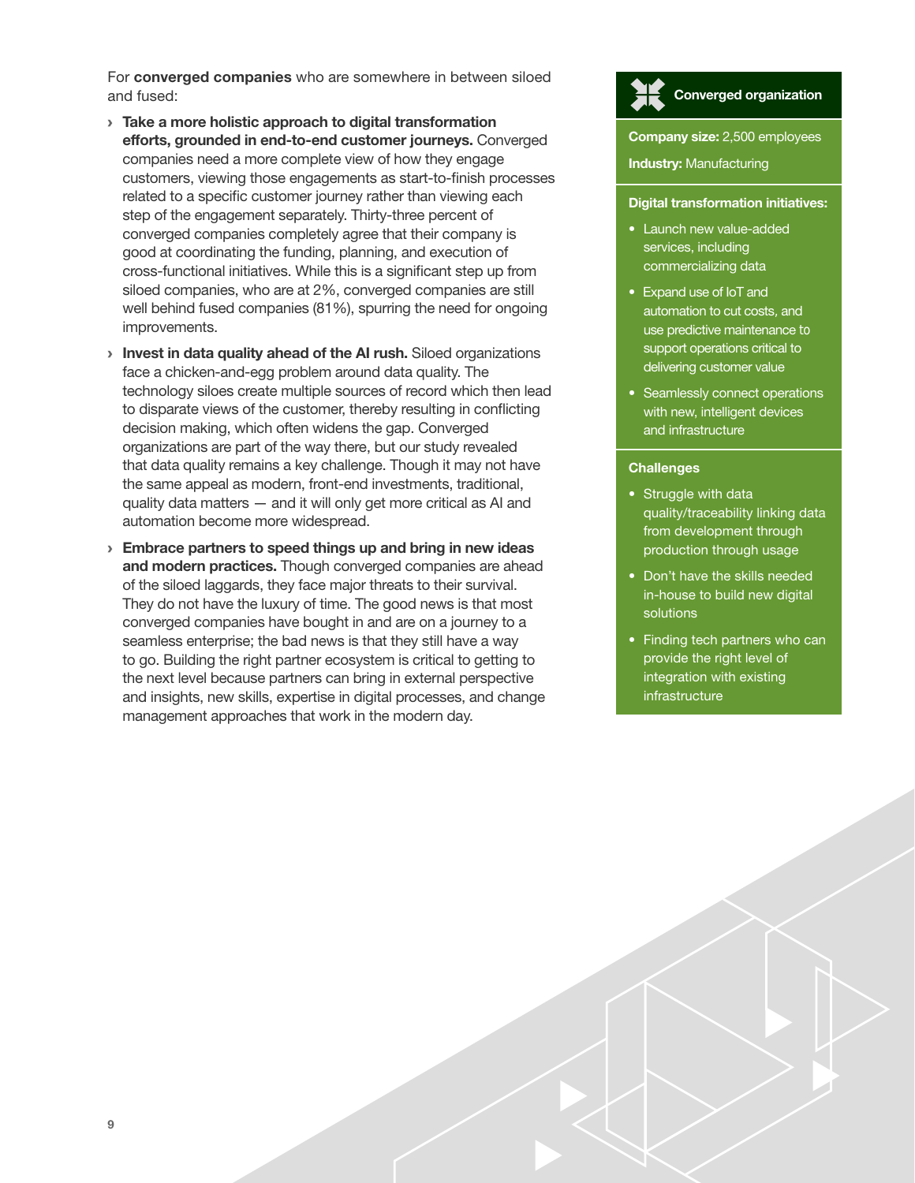For **converged companies** who are somewhere in between siloed and fused:

- **Take a more holistic approach to digital transformation efforts, grounded in end-to-end customer journeys.** Converged companies need a more complete view of how they engage customers, viewing those engagements as start-to-finish processes related to a specific customer journey rather than viewing each step of the engagement separately. Thirty-three percent of converged companies completely agree that their company is good at coordinating the funding, planning, and execution of cross-functional initiatives. While this is a significant step up from siloed companies, who are at 2%, converged companies are still well behind fused companies (81%), spurring the need for ongoing improvements.
- **Invest in data quality ahead of the AI rush.** Siloed organizations face a chicken-and-egg problem around data quality. The technology siloes create multiple sources of record which then lead to disparate views of the customer, thereby resulting in conflicting decision making, which often widens the gap. Converged organizations are part of the way there, but our study revealed that data quality remains a key challenge. Though it may not have the same appeal as modern, front-end investments, traditional, quality data matters — and it will only get more critical as AI and automation become more widespread.
- **Embrace partners to speed things up and bring in new ideas and modern practices.** Though converged companies are ahead of the siloed laggards, they face major threats to their survival. They do not have the luxury of time. The good news is that most converged companies have bought in and are on a journey to a seamless enterprise; the bad news is that they still have a way to go. Building the right partner ecosystem is critical to getting to the next level because partners can bring in external perspective and insights, new skills, expertise in digital processes, and change management approaches that work in the modern day.

### Converged organization

**Company size:** 2,500 employees

**Industry:** Manufacturing

**Digital transformation initiatives:**

- Launch new value-added services, including commercializing data
- Expand use of IoT and automation to cut costs, and use predictive maintenance to support operations critical to delivering customer value
- Seamlessly connect operations with new, intelligent devices and infrastructure

**Challenges**

- Struggle with data quality/traceability linking data from development through production through usage
- Don't have the skills needed in-house to build new digital solutions
- Finding tech partners who can provide the right level of integration with existing infrastructure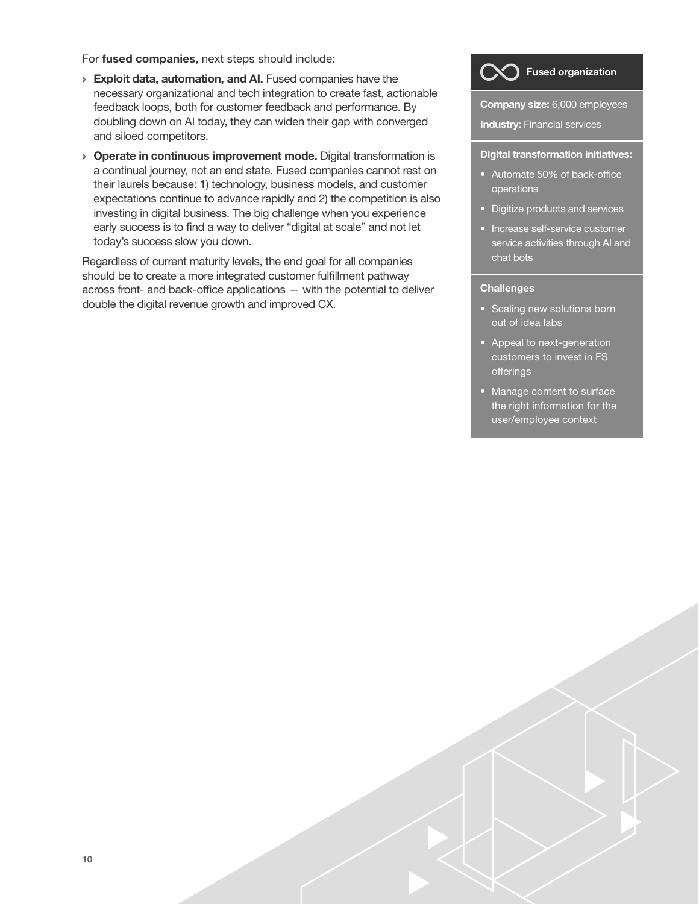For **fused companies**, next steps should include:

› **Exploit data, automation, and AI.** Fused companies have the necessary organizational and tech integration to create fast, actionable feedback loops, both for customer feedback and performance. By doubling down on AI today, they can widen their gap with converged and siloed competitors.

› **Operate in continuous improvement mode.** Digital transformation is a continual journey, not an end state. Fused companies cannot rest on their laurels because: 1) technology, business models, and customer expectations continue to advance rapidly and 2) the competition is also investing in digital business. The big challenge when you experience early success is to find a way to deliver "digital at scale" and not let today's success slow you down.

Regardless of current maturity levels, the end goal for all companies should be to create a more integrated customer fulfillment pathway across front- and back-office applications — with the potential to deliver double the digital revenue growth and improved CX.

**Fused organization**

**Company size:** 6,000 employees

**Industry:** Financial services

**Digital transformation initiatives:**

- Automate 50% of back-office operations
- Digitize products and services
- Increase self-service customer service activities through AI and chat bots

**Challenges**

- Scaling new solutions born out of idea labs
- Appeal to next-generation customers to invest in FS offerings
- Manage content to surface the right information for the user/employee context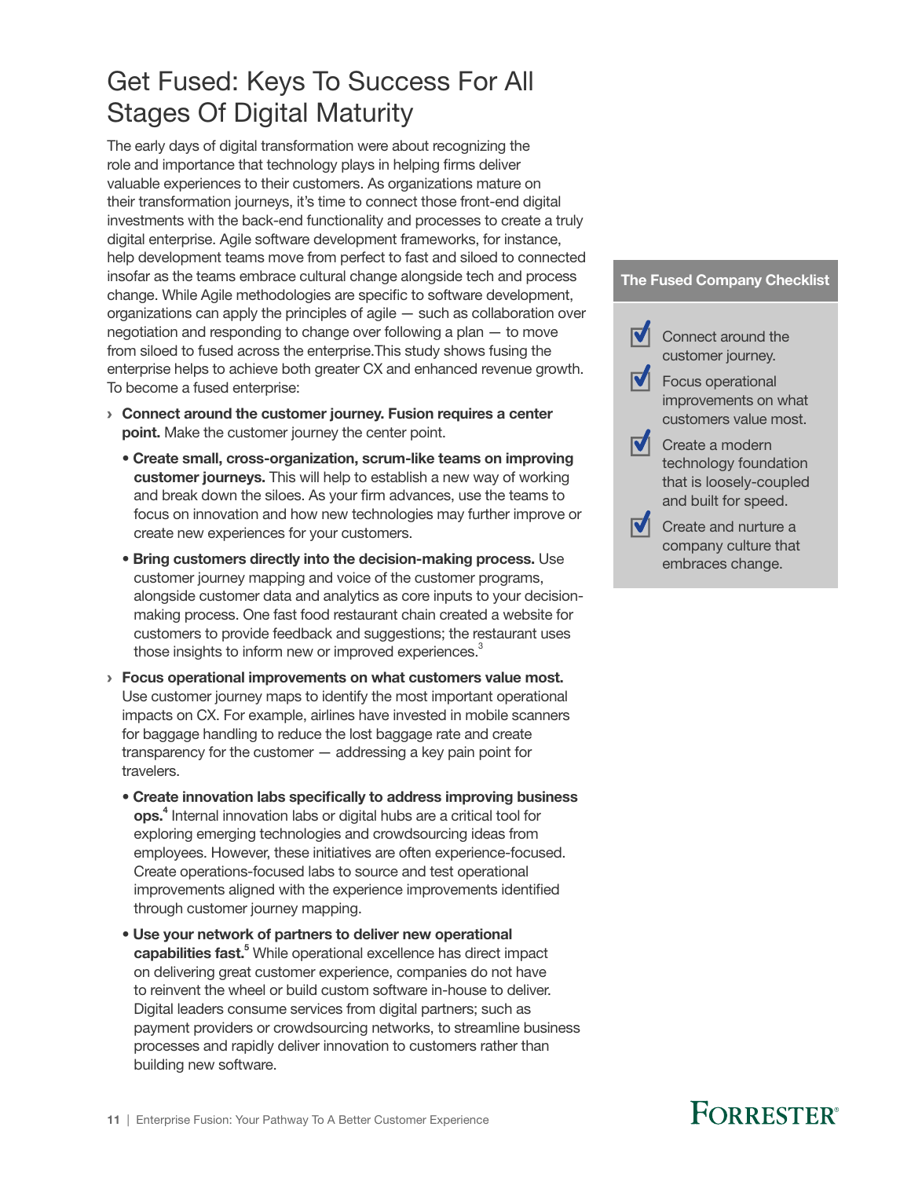# Get Fused: Keys To Success For All Stages Of Digital Maturity

The early days of digital transformation were about recognizing the role and importance that technology plays in helping firms deliver valuable experiences to their customers. As organizations mature on their transformation journeys, it's time to connect those front-end digital investments with the back-end functionality and processes to create a truly digital enterprise. Agile software development frameworks, for instance, help development teams move from perfect to fast and siloed to connected insofar as the teams embrace cultural change alongside tech and process change. While Agile methodologies are specific to software development, organizations can apply the principles of agile — such as collaboration over negotiation and responding to change over following a plan — to move from siloed to fused across the enterprise.This study shows fusing the enterprise helps to achieve both greater CX and enhanced revenue growth. To become a fused enterprise:

› **Connect around the customer journey. Fusion requires a center point.** Make the customer journey the center point.

- **Create small, cross-organization, scrum-like teams on improving customer journeys.** This will help to establish a new way of working and break down the siloes. As your firm advances, use the teams to focus on innovation and how new technologies may further improve or create new experiences for your customers.
- **Bring customers directly into the decision-making process.** Use customer journey mapping and voice of the customer programs, alongside customer data and analytics as core inputs to your decision-making process. One fast food restaurant chain created a website for customers to provide feedback and suggestions; the restaurant uses those insights to inform new or improved experiences.[3]

› **Focus operational improvements on what customers value most.** Use customer journey maps to identify the most important operational impacts on CX. For example, airlines have invested in mobile scanners for baggage handling to reduce the lost baggage rate and create transparency for the customer — addressing a key pain point for travelers.

- **Create innovation labs specifically to address improving business ops.**[4] Internal innovation labs or digital hubs are a critical tool for exploring emerging technologies and crowdsourcing ideas from employees. However, these initiatives are often experience-focused. Create operations-focused labs to source and test operational improvements aligned with the experience improvements identified through customer journey mapping.
- **Use your network of partners to deliver new operational capabilities fast.**[5] While operational excellence has direct impact on delivering great customer experience, companies do not have to reinvent the wheel or build custom software in-house to deliver. Digital leaders consume services from digital partners; such as payment providers or crowdsourcing networks, to streamline business processes and rapidly deliver innovation to customers rather than building new software.

**The Fused Company Checklist**

- ☑ Connect around the customer journey.
- ☑ Focus operational improvements on what customers value most.
- ☑ Create a modern technology foundation that is loosely-coupled and built for speed.
- ☑ Create and nurture a company culture that embraces change.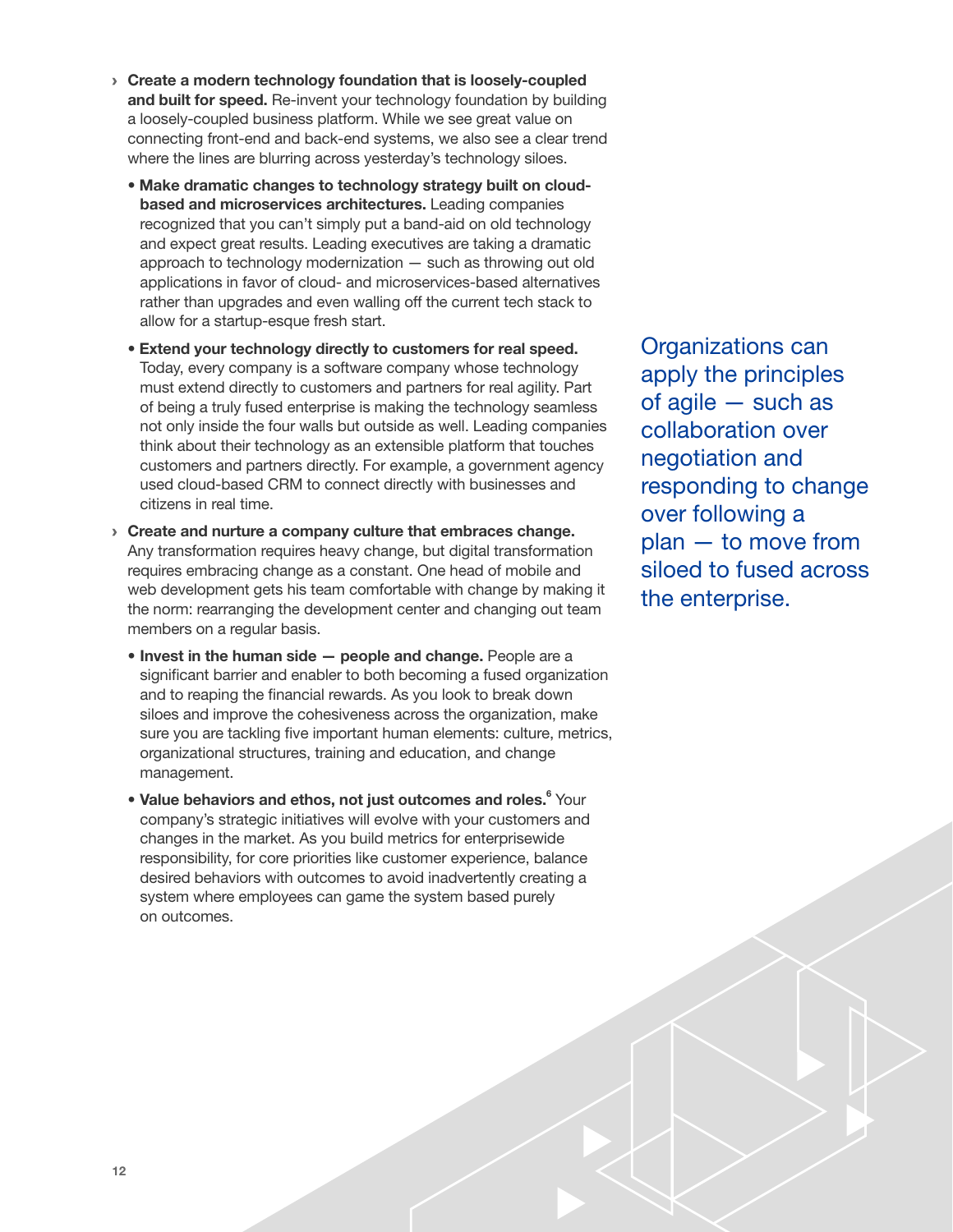- **Create a modern technology foundation that is loosely-coupled and built for speed.** Re-invent your technology foundation by building a loosely-coupled business platform. While we see great value on connecting front-end and back-end systems, we also see a clear trend where the lines are blurring across yesterday's technology siloes.
  - **Make dramatic changes to technology strategy built on cloud-based and microservices architectures.** Leading companies recognized that you can't simply put a band-aid on old technology and expect great results. Leading executives are taking a dramatic approach to technology modernization — such as throwing out old applications in favor of cloud- and microservices-based alternatives rather than upgrades and even walling off the current tech stack to allow for a startup-esque fresh start.
  - **Extend your technology directly to customers for real speed.** Today, every company is a software company whose technology must extend directly to customers and partners for real agility. Part of being a truly fused enterprise is making the technology seamless not only inside the four walls but outside as well. Leading companies think about their technology as an extensible platform that touches customers and partners directly. For example, a government agency used cloud-based CRM to connect directly with businesses and citizens in real time.
- **Create and nurture a company culture that embraces change.** Any transformation requires heavy change, but digital transformation requires embracing change as a constant. One head of mobile and web development gets his team comfortable with change by making it the norm: rearranging the development center and changing out team members on a regular basis.
  - **Invest in the human side — people and change.** People are a significant barrier and enabler to both becoming a fused organization and to reaping the financial rewards. As you look to break down siloes and improve the cohesiveness across the organization, make sure you are tackling five important human elements: culture, metrics, organizational structures, training and education, and change management.
  - **Value behaviors and ethos, not just outcomes and roles.**[6] Your company's strategic initiatives will evolve with your customers and changes in the market. As you build metrics for enterprisewide responsibility, for core priorities like customer experience, balance desired behaviors with outcomes to avoid inadvertently creating a system where employees can game the system based purely on outcomes.

Organizations can apply the principles of agile — such as collaboration over negotiation and responding to change over following a plan — to move from siloed to fused across the enterprise.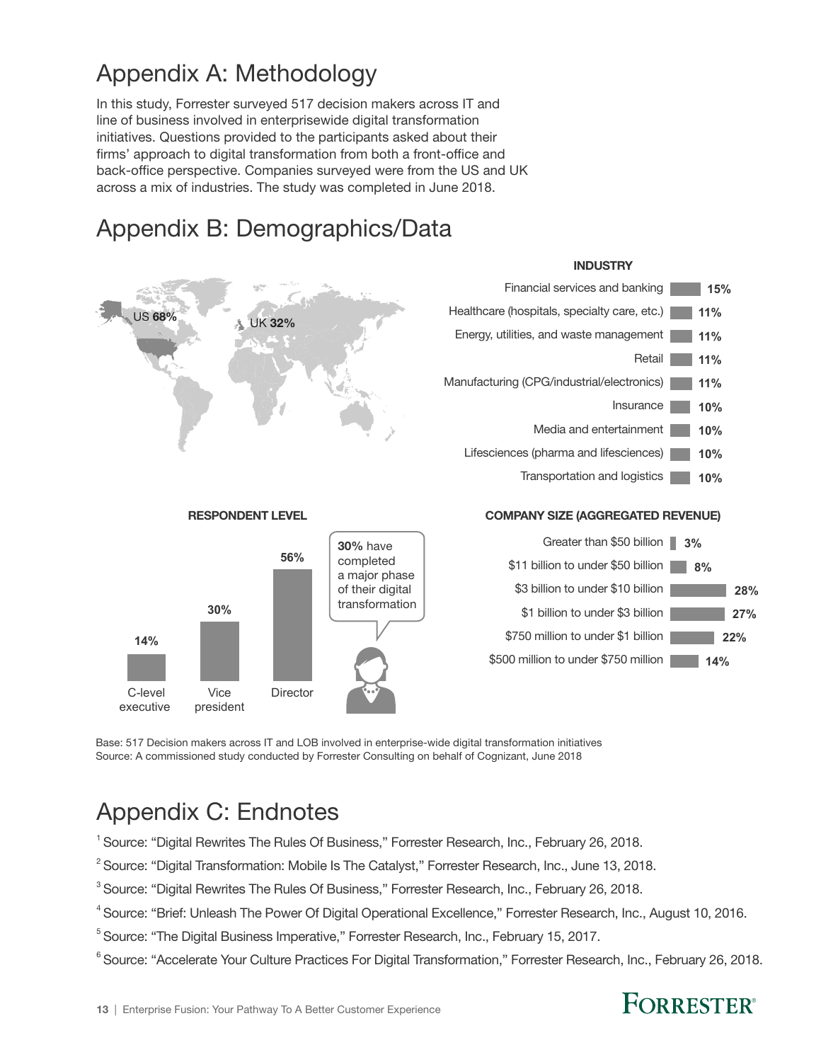# Appendix A: Methodology

In this study, Forrester surveyed 517 decision makers across IT and line of business involved in enterprisewide digital transformation initiatives. Questions provided to the participants asked about their firms' approach to digital transformation from both a front-office and back-office perspective. Companies surveyed were from the US and UK across a mix of industries. The study was completed in June 2018.

# Appendix B: Demographics/Data

US **68%**

UK **32%**

**INDUSTRY**

Financial services and banking 15%

Healthcare (hospitals, specialty care, etc.) 11%

Energy, utilities, and waste management 11%

Retail 11%

Manufacturing (CPG/industrial/electronics) 11%

Insurance 10%

Media and entertainment 10%

Lifesciences (pharma and lifesciences) 10%

Transportation and logistics 10%

**RESPONDENT LEVEL**

14% C-level executive

30% Vice president

56% Director

**30%** have completed a major phase of their digital transformation

**COMPANY SIZE (AGGREGATED REVENUE)**

Greater than $50 billion 3%

$11 billion to under $50 billion 8%

$3 billion to under $10 billion 28%

$1 billion to under $3 billion 27%

$750 million to under $1 billion 22%

$500 million to under $750 million 14%

Base: 517 Decision makers across IT and LOB involved in enterprise-wide digital transformation initiatives
Source: A commissioned study conducted by Forrester Consulting on behalf of Cognizant, June 2018

# Appendix C: Endnotes

[1] Source: "Digital Rewrites The Rules Of Business," Forrester Research, Inc., February 26, 2018.

[2] Source: "Digital Transformation: Mobile Is The Catalyst," Forrester Research, Inc., June 13, 2018.

[3] Source: "Digital Rewrites The Rules Of Business," Forrester Research, Inc., February 26, 2018.

[4] Source: "Brief: Unleash The Power Of Digital Operational Excellence," Forrester Research, Inc., August 10, 2016.

[5] Source: "The Digital Business Imperative," Forrester Research, Inc., February 15, 2017.

[6] Source: "Accelerate Your Culture Practices For Digital Transformation," Forrester Research, Inc., February 26, 2018.